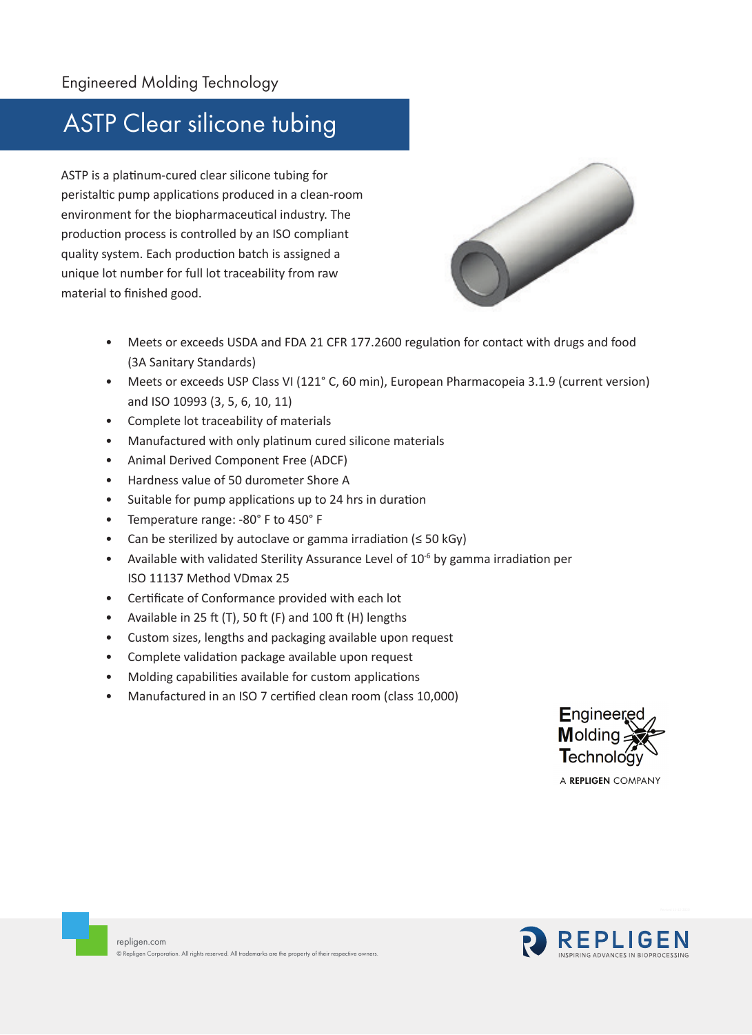Engineered Molding Technology

# ASTP Clear silicone tubing

ASTP is a platinum-cured clear silicone tubing for peristaltic pump applications produced in a clean-room environment for the biopharmaceutical industry. The production process is controlled by an ISO compliant quality system. Each production batch is assigned a unique lot number for full lot traceability from raw material to finished good.

- Meets or exceeds USDA and FDA 21 CFR 177.2600 regulation for contact with drugs and food (3A Sanitary Standards)
- Meets or exceeds USP Class VI (121° C, 60 min), European Pharmacopeia 3.1.9 (current version) and ISO 10993 (3, 5, 6, 10, 11)
- Complete lot traceability of materials
- Manufactured with only platinum cured silicone materials
- Animal Derived Component Free (ADCF)
- Hardness value of 50 durometer Shore A
- Suitable for pump applications up to 24 hrs in duration
- Temperature range: -80° F to 450° F
- Can be sterilized by autoclave or gamma irradiation (≤ 50 kGy)
- Available with validated Sterility Assurance Level of $10^{-6}$ by gamma irradiation per ISO 11137 Method VDmax 25
- Certificate of Conformance provided with each lot
- Available in 25 ft (T), 50 ft (F) and 100 ft (H) lengths
- Custom sizes, lengths and packaging available upon request
- Complete validation package available upon request
- Molding capabilities available for custom applications
- Manufactured in an ISO 7 certified clean room (class 10,000)

Engineered Molding Technology

A REPLIGEN COMPANY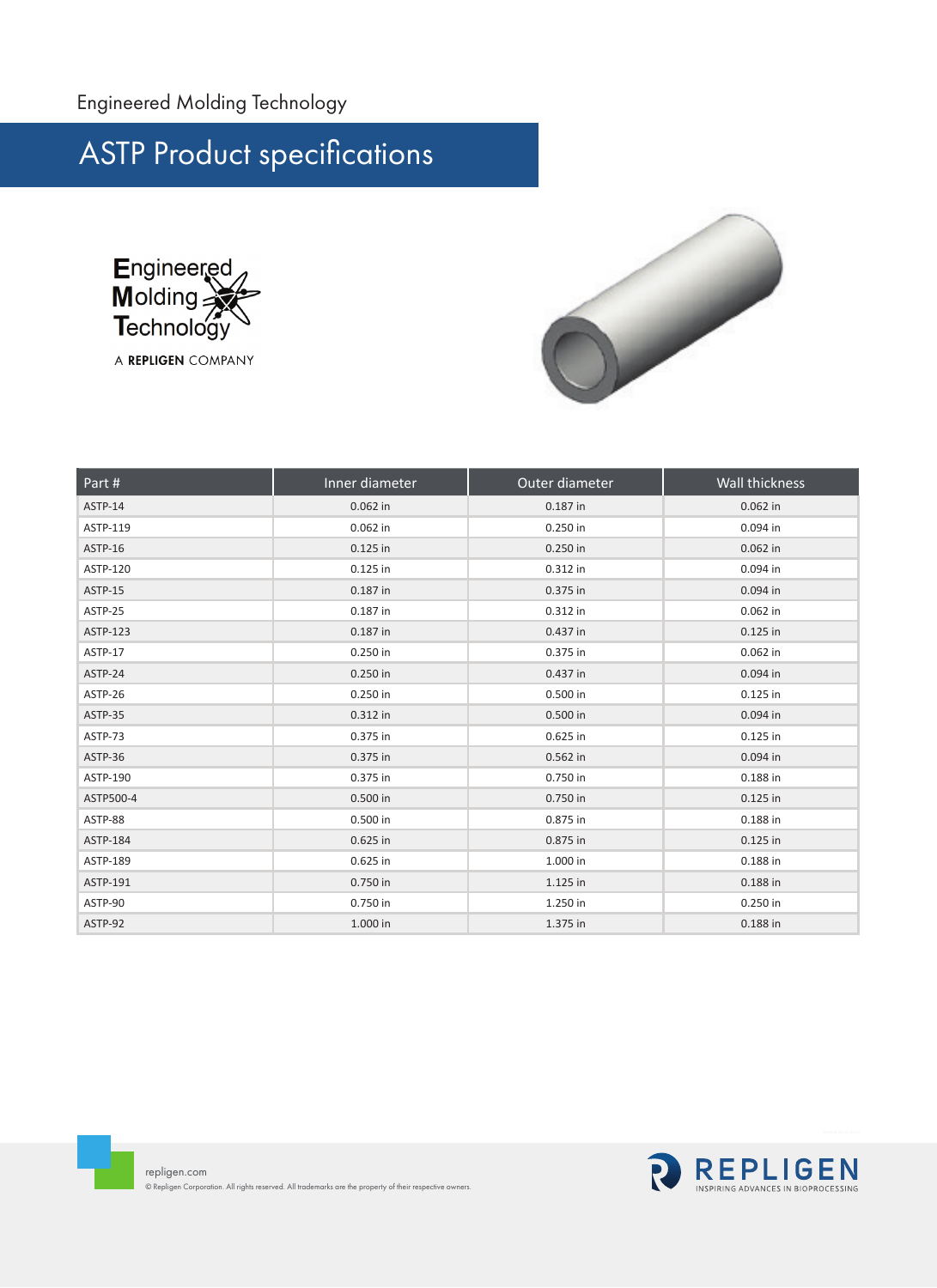Engineered Molding Technology

# ASTP Product specifications

Engineered Molding Technology

A REPLIGEN COMPANY

| Part # | Inner diameter | Outer diameter | Wall thickness |
| --- | --- | --- | --- |
| ASTP-14 | 0.062 in | 0.187 in | 0.062 in |
| ASTP-119 | 0.062 in | 0.250 in | 0.094 in |
| ASTP-16 | 0.125 in | 0.250 in | 0.062 in |
| ASTP-120 | 0.125 in | 0.312 in | 0.094 in |
| ASTP-15 | 0.187 in | 0.375 in | 0.094 in |
| ASTP-25 | 0.187 in | 0.312 in | 0.062 in |
| ASTP-123 | 0.187 in | 0.437 in | 0.125 in |
| ASTP-17 | 0.250 in | 0.375 in | 0.062 in |
| ASTP-24 | 0.250 in | 0.437 in | 0.094 in |
| ASTP-26 | 0.250 in | 0.500 in | 0.125 in |
| ASTP-35 | 0.312 in | 0.500 in | 0.094 in |
| ASTP-73 | 0.375 in | 0.625 in | 0.125 in |
| ASTP-36 | 0.375 in | 0.562 in | 0.094 in |
| ASTP-190 | 0.375 in | 0.750 in | 0.188 in |
| ASTP500-4 | 0.500 in | 0.750 in | 0.125 in |
| ASTP-88 | 0.500 in | 0.875 in | 0.188 in |
| ASTP-184 | 0.625 in | 0.875 in | 0.125 in |
| ASTP-189 | 0.625 in | 1.000 in | 0.188 in |
| ASTP-191 | 0.750 in | 1.125 in | 0.188 in |
| ASTP-90 | 0.750 in | 1.250 in | 0.250 in |
| ASTP-92 | 1.000 in | 1.375 in | 0.188 in |

repligen.com

© Repligen Corporation. All rights reserved. All trademarks are the property of their respective owners.

REPLIGEN

INSPIRING ADVANCES IN BIOPROCESSING